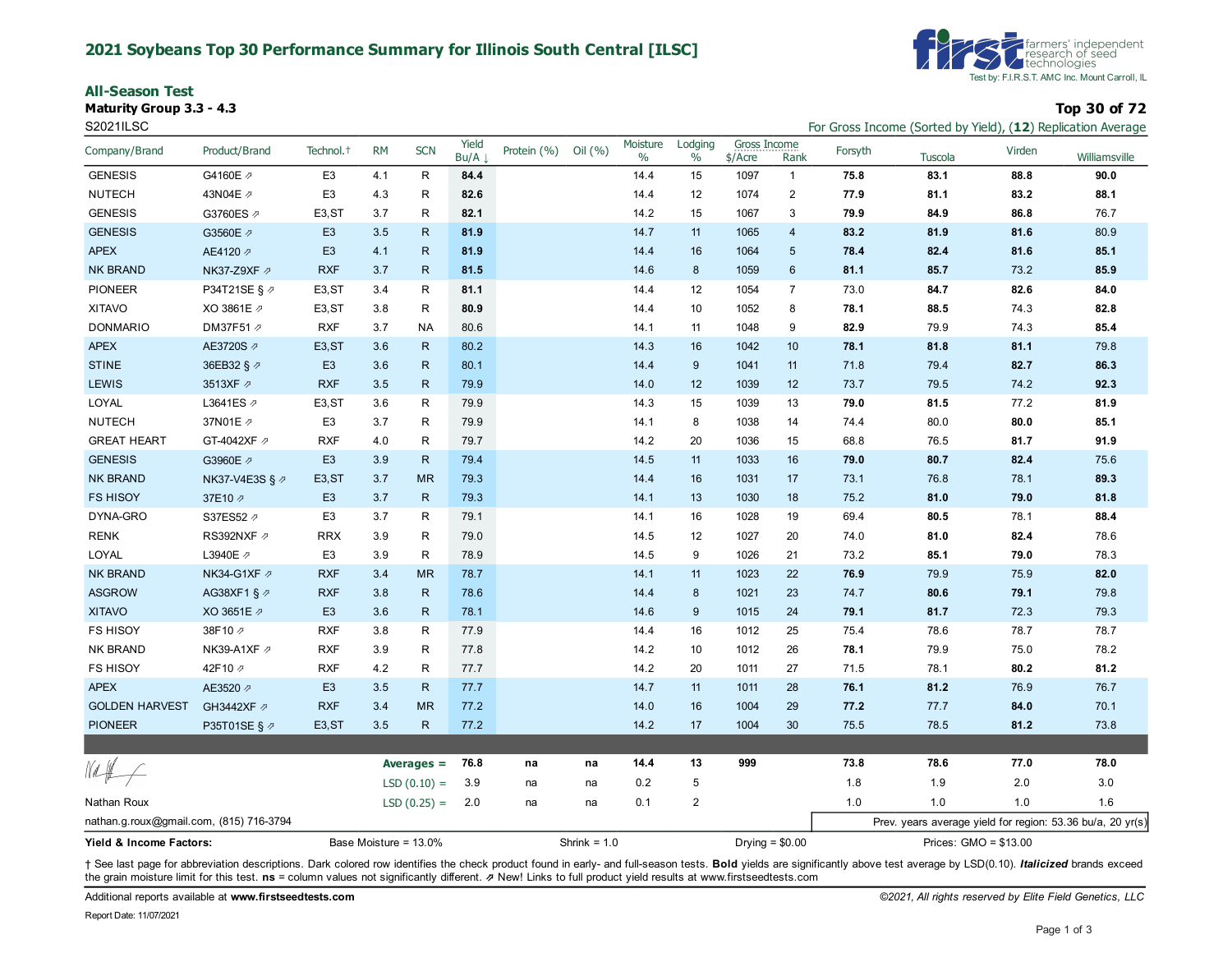# 2021 Soybeans Top 30 Performance Summary for Illinois South Central [ILSC]

Test by: F.I.R.S.T. AMC Inc. Mount Carroll, IL

farmers' independent research of seed technologies

## All-Season Test

**Maturity Group 3.3 - 4.3**

S2021ILSC

**Top 30 of 72**

For Gross Income (Sorted by Yield), (**12**) Replication Average

| Company/Brand | Product/Brand | Technol.† | RM | SCN | Yield Bu/A ↓ | Protein (%) | Oil (%) | Moisture % | Lodging % | Gross Income $/Acre | Gross Income Rank | Forsyth | Tuscola | Virden | Williamsville |
|---|---|---|---|---|---|---|---|---|---|---|---|---|---|---|---|
| GENESIS | G4160E ⇗ | E3 | 4.1 | R | **84.4** | | | 14.4 | 15 | 1097 | 1 | **75.8** | **83.1** | **88.8** | **90.0** |
| NUTECH | 43N04E ⇗ | E3 | 4.3 | R | **82.6** | | | 14.4 | 12 | 1074 | 2 | **77.9** | **81.1** | **83.2** | **88.1** |
| GENESIS | G3760ES ⇗ | E3,ST | 3.7 | R | **82.1** | | | 14.2 | 15 | 1067 | 3 | **79.9** | **84.9** | **86.8** | 76.7 |
| GENESIS | G3560E ⇗ | E3 | 3.5 | R | **81.9** | | | 14.7 | 11 | 1065 | 4 | **83.2** | **81.9** | **81.6** | 80.9 |
| APEX | AE4120 ⇗ | E3 | 4.1 | R | **81.9** | | | 14.4 | 16 | 1064 | 5 | **78.4** | **82.4** | **81.6** | **85.1** |
| NK BRAND | NK37-Z9XF ⇗ | RXF | 3.7 | R | **81.5** | | | 14.6 | 8 | 1059 | 6 | **81.1** | **85.7** | 73.2 | **85.9** |
| PIONEER | P34T21SE § ⇗ | E3,ST | 3.4 | R | **81.1** | | | 14.4 | 12 | 1054 | 7 | 73.0 | **84.7** | **82.6** | **84.0** |
| XITAVO | XO 3861E ⇗ | E3,ST | 3.8 | R | **80.9** | | | 14.4 | 10 | 1052 | 8 | **78.1** | **88.5** | 74.3 | **82.8** |
| DONMARIO | DM37F51 ⇗ | RXF | 3.7 | NA | 80.6 | | | 14.1 | 11 | 1048 | 9 | **82.9** | 79.9 | 74.3 | **85.4** |
| APEX | AE3720S ⇗ | E3,ST | 3.6 | R | 80.2 | | | 14.3 | 16 | 1042 | 10 | **78.1** | **81.8** | **81.1** | 79.8 |
| STINE | 36EB32 § ⇗ | E3 | 3.6 | R | 80.1 | | | 14.4 | 9 | 1041 | 11 | 71.8 | 79.4 | **82.7** | **86.3** |
| LEWIS | 3513XF ⇗ | RXF | 3.5 | R | 79.9 | | | 14.0 | 12 | 1039 | 12 | 73.7 | 79.5 | 74.2 | **92.3** |
| LOYAL | L3641ES ⇗ | E3,ST | 3.6 | R | 79.9 | | | 14.3 | 15 | 1039 | 13 | **79.0** | **81.5** | 77.2 | **81.9** |
| NUTECH | 37N01E ⇗ | E3 | 3.7 | R | 79.9 | | | 14.1 | 8 | 1038 | 14 | 74.4 | 80.0 | **80.0** | **85.1** |
| GREAT HEART | GT-4042XF ⇗ | RXF | 4.0 | R | 79.7 | | | 14.2 | 20 | 1036 | 15 | 68.8 | 76.5 | **81.7** | **91.9** |
| GENESIS | G3960E ⇗ | E3 | 3.9 | R | 79.4 | | | 14.5 | 11 | 1033 | 16 | **79.0** | **80.7** | **82.4** | 75.6 |
| NK BRAND | NK37-V4E3S § ⇗ | E3,ST | 3.7 | MR | 79.3 | | | 14.4 | 16 | 1031 | 17 | 73.1 | 76.8 | 78.1 | **89.3** |
| FS HISOY | 37E10 ⇗ | E3 | 3.7 | R | 79.3 | | | 14.1 | 13 | 1030 | 18 | 75.2 | **81.0** | **79.0** | **81.8** |
| DYNA-GRO | S37ES52 ⇗ | E3 | 3.7 | R | 79.1 | | | 14.1 | 16 | 1028 | 19 | 69.4 | **80.5** | 78.1 | **88.4** |
| RENK | RS392NXF ⇗ | RRX | 3.9 | R | 79.0 | | | 14.5 | 12 | 1027 | 20 | 74.0 | **81.0** | **82.4** | 78.6 |
| LOYAL | L3940E ⇗ | E3 | 3.9 | R | 78.9 | | | 14.5 | 9 | 1026 | 21 | 73.2 | **85.1** | **79.0** | 78.3 |
| NK BRAND | NK34-G1XF ⇗ | RXF | 3.4 | MR | 78.7 | | | 14.1 | 11 | 1023 | 22 | **76.9** | 79.9 | 75.9 | **82.0** |
| ASGROW | AG38XF1 § ⇗ | RXF | 3.8 | R | 78.6 | | | 14.4 | 8 | 1021 | 23 | 74.7 | **80.6** | **79.1** | 79.8 |
| XITAVO | XO 3651E ⇗ | E3 | 3.6 | R | 78.1 | | | 14.6 | 9 | 1015 | 24 | **79.1** | **81.7** | 72.3 | 79.3 |
| FS HISOY | 38F10 ⇗ | RXF | 3.8 | R | 77.9 | | | 14.4 | 16 | 1012 | 25 | 75.4 | 78.6 | 78.7 | 78.7 |
| NK BRAND | NK39-A1XF ⇗ | RXF | 3.9 | R | 77.8 | | | 14.2 | 10 | 1012 | 26 | **78.1** | 79.9 | 75.0 | 78.2 |
| FS HISOY | 42F10 ⇗ | RXF | 4.2 | R | 77.7 | | | 14.2 | 20 | 1011 | 27 | 71.5 | 78.1 | **80.2** | **81.2** |
| APEX | AE3520 ⇗ | E3 | 3.5 | R | 77.7 | | | 14.7 | 11 | 1011 | 28 | **76.1** | **81.2** | 76.9 | 76.7 |
| GOLDEN HARVEST | GH3442XF ⇗ | RXF | 3.4 | MR | 77.2 | | | 14.0 | 16 | 1004 | 29 | **77.2** | 77.7 | **84.0** | 70.1 |
| PIONEER | P35T01SE § ⇗ | E3,ST | 3.5 | R | 77.2 | | | 14.2 | 17 | 1004 | 30 | 75.5 | 78.5 | **81.2** | 73.8 |
| | | | | **Averages =** | **76.8** | **na** | **na** | **14.4** | **13** | **999** | | **73.8** | **78.6** | **77.0** | **78.0** |
| | | | | LSD (0.10) = | 3.9 | na | na | 0.2 | 5 | | | 1.8 | 1.9 | 2.0 | 3.0 |
| | | | | LSD (0.25) = | 2.0 | na | na | 0.1 | 2 | | | 1.0 | 1.0 | 1.0 | 1.6 |

Nathan Roux

nathan.g.roux@gmail.com, (815) 716-3794

Prev. years average yield for region: 53.36 bu/a, 20 yr(s)

**Yield & Income Factors:** Base Moisture = 13.0% Shrink = 1.0 Drying = $0.00 Prices: GMO = $13.00

† See last page for abbreviation descriptions. Dark colored row identifies the check product found in early- and full-season tests. **Bold** yields are significantly above test average by LSD(0.10). ***Italicized*** brands exceed the grain moisture limit for this test. **ns** = column values not significantly different. ⇗ New! Links to full product yield results at www.firstseedtests.com

Additional reports available at **www.firstseedtests.com**

*©2021, All rights reserved by Elite Field Genetics, LLC*

Report Date: 11/07/2021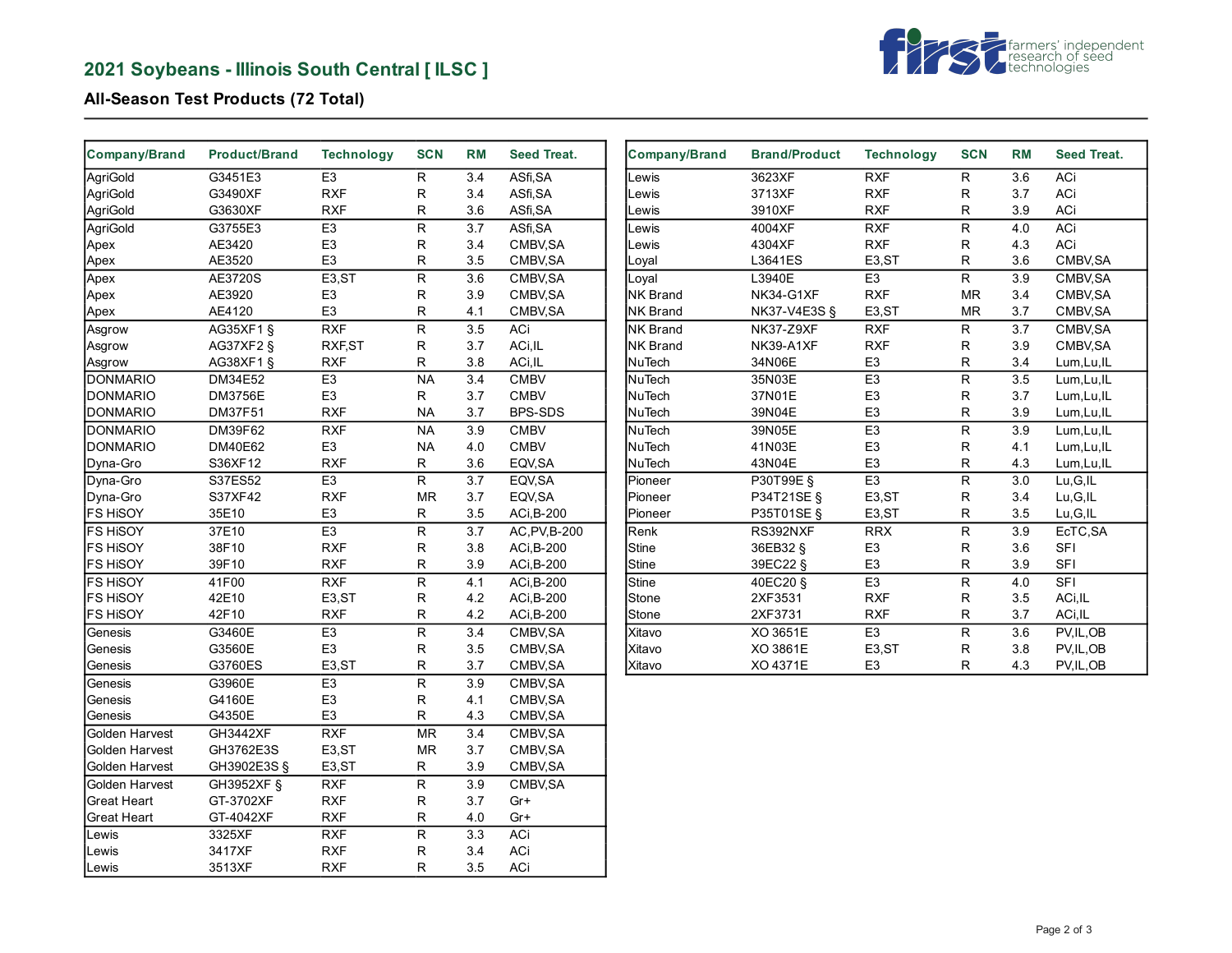## 2021 Soybeans - Illinois South Central [ ILSC ]

### All-Season Test Products (72 Total)

| Company/Brand | Product/Brand | Technology | SCN | RM | Seed Treat. |
|---|---|---|---|---|---|
| AgriGold | G3451E3 | E3 | R | 3.4 | ASfi,SA |
| AgriGold | G3490XF | RXF | R | 3.4 | ASfi,SA |
| AgriGold | G3630XF | RXF | R | 3.6 | ASfi,SA |
| AgriGold | G3755E3 | E3 | R | 3.7 | ASfi,SA |
| Apex | AE3420 | E3 | R | 3.4 | CMBV,SA |
| Apex | AE3520 | E3 | R | 3.5 | CMBV,SA |
| Apex | AE3720S | E3,ST | R | 3.6 | CMBV,SA |
| Apex | AE3920 | E3 | R | 3.9 | CMBV,SA |
| Apex | AE4120 | E3 | R | 4.1 | CMBV,SA |
| Asgrow | AG35XF1 § | RXF | R | 3.5 | ACi |
| Asgrow | AG37XF2 § | RXF,ST | R | 3.7 | ACi,IL |
| Asgrow | AG38XF1 § | RXF | R | 3.8 | ACi,IL |
| DONMARIO | DM34E52 | E3 | NA | 3.4 | CMBV |
| DONMARIO | DM3756E | E3 | R | 3.7 | CMBV |
| DONMARIO | DM37F51 | RXF | NA | 3.7 | BPS-SDS |
| DONMARIO | DM39F62 | RXF | NA | 3.9 | CMBV |
| DONMARIO | DM40E62 | E3 | NA | 4.0 | CMBV |
| Dyna-Gro | S36XF12 | RXF | R | 3.6 | EQV,SA |
| Dyna-Gro | S37ES52 | E3 | R | 3.7 | EQV,SA |
| Dyna-Gro | S37XF42 | RXF | MR | 3.7 | EQV,SA |
| FS HiSOY | 35E10 | E3 | R | 3.5 | ACi,B-200 |
| FS HiSOY | 37E10 | E3 | R | 3.7 | AC,PV,B-200 |
| FS HiSOY | 38F10 | RXF | R | 3.8 | ACi,B-200 |
| FS HiSOY | 39F10 | RXF | R | 3.9 | ACi,B-200 |
| FS HiSOY | 41F00 | RXF | R | 4.1 | ACi,B-200 |
| FS HiSOY | 42E10 | E3,ST | R | 4.2 | ACi,B-200 |
| FS HiSOY | 42F10 | RXF | R | 4.2 | ACi,B-200 |
| Genesis | G3460E | E3 | R | 3.4 | CMBV,SA |
| Genesis | G3560E | E3 | R | 3.5 | CMBV,SA |
| Genesis | G3760ES | E3,ST | R | 3.7 | CMBV,SA |
| Genesis | G3960E | E3 | R | 3.9 | CMBV,SA |
| Genesis | G4160E | E3 | R | 4.1 | CMBV,SA |
| Genesis | G4350E | E3 | R | 4.3 | CMBV,SA |
| Golden Harvest | GH3442XF | RXF | MR | 3.4 | CMBV,SA |
| Golden Harvest | GH3762E3S | E3,ST | MR | 3.7 | CMBV,SA |
| Golden Harvest | GH3902E3S § | E3,ST | R | 3.9 | CMBV,SA |
| Golden Harvest | GH3952XF § | RXF | R | 3.9 | CMBV,SA |
| Great Heart | GT-3702XF | RXF | R | 3.7 | Gr+ |
| Great Heart | GT-4042XF | RXF | R | 4.0 | Gr+ |
| Lewis | 3325XF | RXF | R | 3.3 | ACi |
| Lewis | 3417XF | RXF | R | 3.4 | ACi |
| Lewis | 3513XF | RXF | R | 3.5 | ACi |

| Company/Brand | Brand/Product | Technology | SCN | RM | Seed Treat. |
|---|---|---|---|---|---|
| Lewis | 3623XF | RXF | R | 3.6 | ACi |
| Lewis | 3713XF | RXF | R | 3.7 | ACi |
| Lewis | 3910XF | RXF | R | 3.9 | ACi |
| Lewis | 4004XF | RXF | R | 4.0 | ACi |
| Lewis | 4304XF | RXF | R | 4.3 | ACi |
| Loyal | L3641ES | E3,ST | R | 3.6 | CMBV,SA |
| Loyal | L3940E | E3 | R | 3.9 | CMBV,SA |
| NK Brand | NK34-G1XF | RXF | MR | 3.4 | CMBV,SA |
| NK Brand | NK37-V4E3S § | E3,ST | MR | 3.7 | CMBV,SA |
| NK Brand | NK37-Z9XF | RXF | R | 3.7 | CMBV,SA |
| NK Brand | NK39-A1XF | RXF | R | 3.9 | CMBV,SA |
| NuTech | 34N06E | E3 | R | 3.4 | Lum,Lu,IL |
| NuTech | 35N03E | E3 | R | 3.5 | Lum,Lu,IL |
| NuTech | 37N01E | E3 | R | 3.7 | Lum,Lu,IL |
| NuTech | 39N04E | E3 | R | 3.9 | Lum,Lu,IL |
| NuTech | 39N05E | E3 | R | 3.9 | Lum,Lu,IL |
| NuTech | 41N03E | E3 | R | 4.1 | Lum,Lu,IL |
| NuTech | 43N04E | E3 | R | 4.3 | Lum,Lu,IL |
| Pioneer | P30T99E § | E3 | R | 3.0 | Lu,G,IL |
| Pioneer | P34T21SE § | E3,ST | R | 3.4 | Lu,G,IL |
| Pioneer | P35T01SE § | E3,ST | R | 3.5 | Lu,G,IL |
| Renk | RS392NXF | RRX | R | 3.9 | EcTC,SA |
| Stine | 36EB32 § | E3 | R | 3.6 | SFI |
| Stine | 39EC22 § | E3 | R | 3.9 | SFI |
| Stine | 40EC20 § | E3 | R | 4.0 | SFI |
| Stone | 2XF3531 | RXF | R | 3.5 | ACi,IL |
| Stone | 2XF3731 | RXF | R | 3.7 | ACi,IL |
| Xitavo | XO 3651E | E3 | R | 3.6 | PV,IL,OB |
| Xitavo | XO 3861E | E3,ST | R | 3.8 | PV,IL,OB |
| Xitavo | XO 4371E | E3 | R | 4.3 | PV,IL,OB |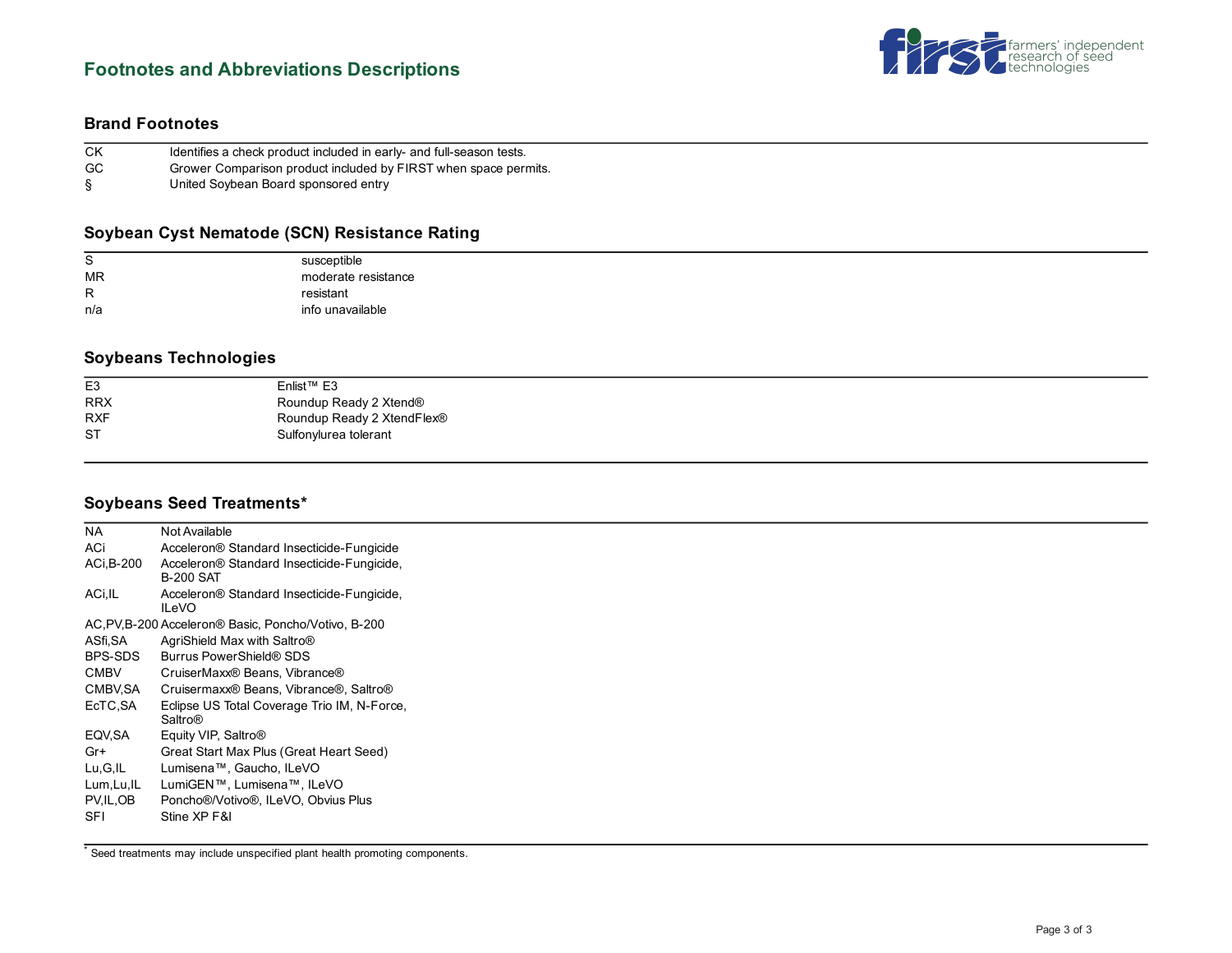## Footnotes and Abbreviations Descriptions

### Brand Footnotes

| | |
|---|---|
| CK | Identifies a check product included in early- and full-season tests. |
| GC | Grower Comparison product included by FIRST when space permits. |
| § | United Soybean Board sponsored entry |

### Soybean Cyst Nematode (SCN) Resistance Rating

| | |
|---|---|
| S | susceptible |
| MR | moderate resistance |
| R | resistant |
| n/a | info unavailable |

### Soybeans Technologies

| | |
|---|---|
| E3 | Enlist™ E3 |
| RRX | Roundup Ready 2 Xtend® |
| RXF | Roundup Ready 2 XtendFlex® |
| ST | Sulfonylurea tolerant |

### Soybeans Seed Treatments*

| | |
|---|---|
| NA | Not Available |
| ACi | Acceleron® Standard Insecticide-Fungicide |
| ACi,B-200 | Acceleron® Standard Insecticide-Fungicide, B-200 SAT |
| ACi,IL | Acceleron® Standard Insecticide-Fungicide, ILeVO |
| AC,PV,B-200 | Acceleron® Basic, Poncho/Votivo, B-200 |
| ASfi,SA | AgriShield Max with Saltro® |
| BPS-SDS | Burrus PowerShield® SDS |
| CMBV | CruiserMaxx® Beans, Vibrance® |
| CMBV,SA | Cruisermaxx® Beans, Vibrance®, Saltro® |
| EcTC,SA | Eclipse US Total Coverage Trio IM, N-Force, Saltro® |
| EQV,SA | Equity VIP, Saltro® |
| Gr+ | Great Start Max Plus (Great Heart Seed) |
| Lu,G,IL | Lumisena™, Gaucho, ILeVO |
| Lum,Lu,IL | LumiGEN™, Lumisena™, ILeVO |
| PV,IL,OB | Poncho®/Votivo®, ILeVO, Obvius Plus |
| SFI | Stine XP F&I |

* Seed treatments may include unspecified plant health promoting components.